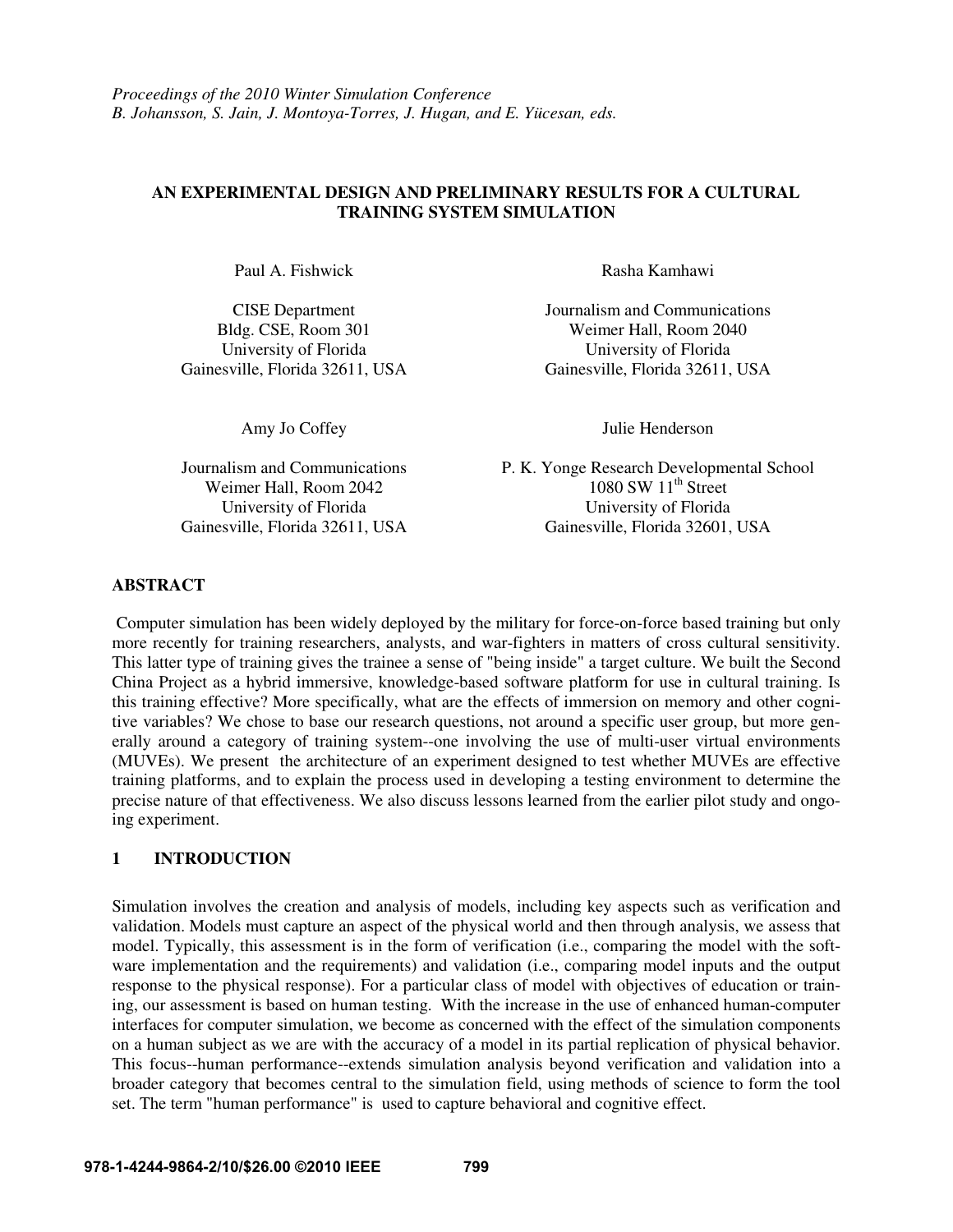*Proceedings of the 2010 Winter Simulation Conference*
*B. Johansson, S. Jain, J. Montoya-Torres, J. Hugan, and E. Yücesan, eds.*

# AN EXPERIMENTAL DESIGN AND PRELIMINARY RESULTS FOR A CULTURAL TRAINING SYSTEM SIMULATION

Paul A. Fishwick

CISE Department
Bldg. CSE, Room 301
University of Florida
Gainesville, Florida 32611, USA

Rasha Kamhawi

Journalism and Communications
Weimer Hall, Room 2040
University of Florida
Gainesville, Florida 32611, USA

Amy Jo Coffey

Journalism and Communications
Weimer Hall, Room 2042
University of Florida
Gainesville, Florida 32611, USA

Julie Henderson

P. K. Yonge Research Developmental School
1080 SW 11th Street
University of Florida
Gainesville, Florida 32601, USA

## ABSTRACT

Computer simulation has been widely deployed by the military for force-on-force based training but only more recently for training researchers, analysts, and war-fighters in matters of cross cultural sensitivity. This latter type of training gives the trainee a sense of "being inside" a target culture. We built the Second China Project as a hybrid immersive, knowledge-based software platform for use in cultural training. Is this training effective? More specifically, what are the effects of immersion on memory and other cognitive variables? We chose to base our research questions, not around a specific user group, but more generally around a category of training system--one involving the use of multi-user virtual environments (MUVEs). We present the architecture of an experiment designed to test whether MUVEs are effective training platforms, and to explain the process used in developing a testing environment to determine the precise nature of that effectiveness. We also discuss lessons learned from the earlier pilot study and ongoing experiment.

## 1 INTRODUCTION

Simulation involves the creation and analysis of models, including key aspects such as verification and validation. Models must capture an aspect of the physical world and then through analysis, we assess that model. Typically, this assessment is in the form of verification (i.e., comparing the model with the software implementation and the requirements) and validation (i.e., comparing model inputs and the output response to the physical response). For a particular class of model with objectives of education or training, our assessment is based on human testing. With the increase in the use of enhanced human-computer interfaces for computer simulation, we become as concerned with the effect of the simulation components on a human subject as we are with the accuracy of a model in its partial replication of physical behavior. This focus--human performance--extends simulation analysis beyond verification and validation into a broader category that becomes central to the simulation field, using methods of science to form the tool set. The term "human performance" is used to capture behavioral and cognitive effect.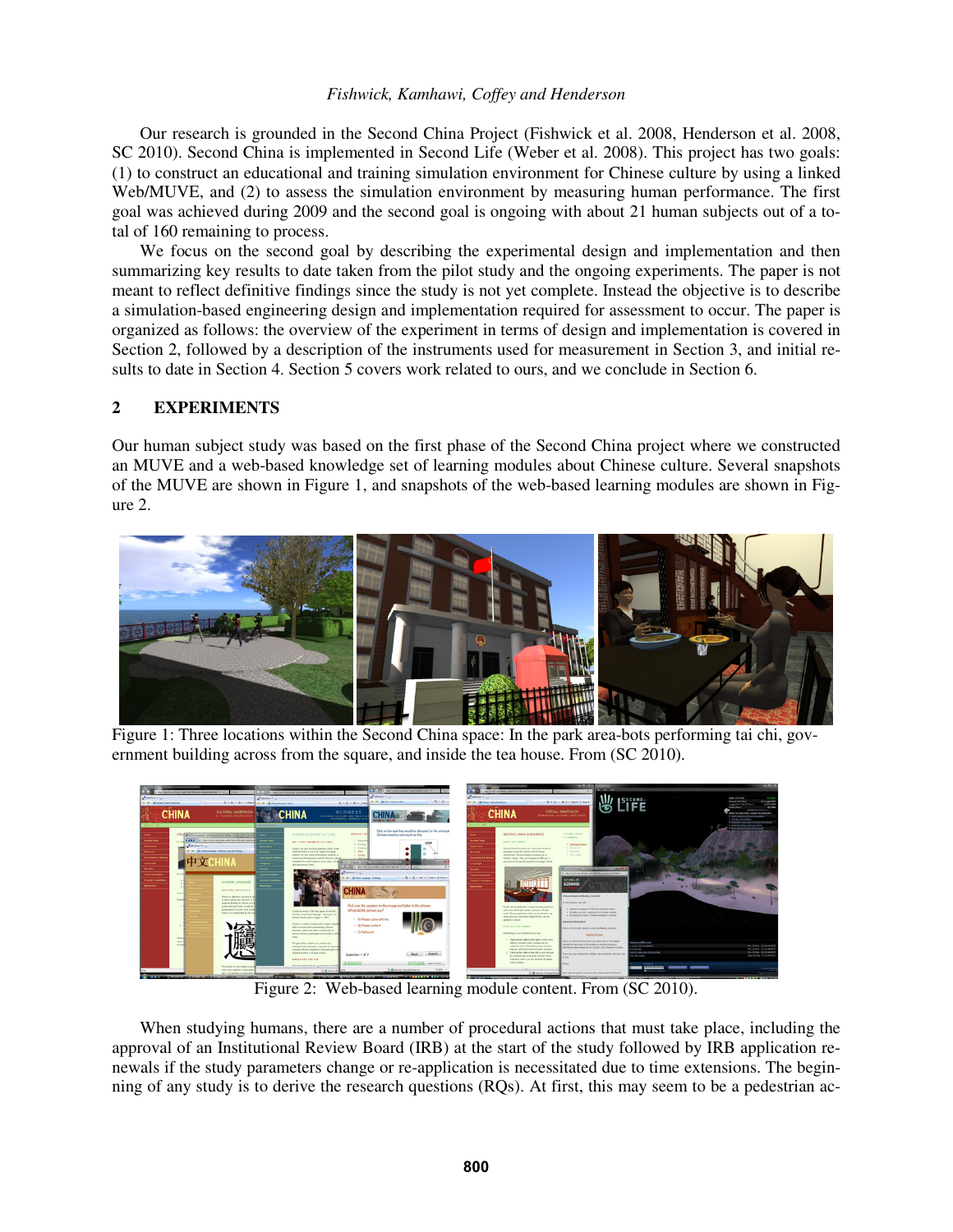Our research is grounded in the Second China Project (Fishwick et al. 2008, Henderson et al. 2008, SC 2010). Second China is implemented in Second Life (Weber et al. 2008). This project has two goals: (1) to construct an educational and training simulation environment for Chinese culture by using a linked Web/MUVE, and (2) to assess the simulation environment by measuring human performance. The first goal was achieved during 2009 and the second goal is ongoing with about 21 human subjects out of a total of 160 remaining to process.

We focus on the second goal by describing the experimental design and implementation and then summarizing key results to date taken from the pilot study and the ongoing experiments. The paper is not meant to reflect definitive findings since the study is not yet complete. Instead the objective is to describe a simulation-based engineering design and implementation required for assessment to occur. The paper is organized as follows: the overview of the experiment in terms of design and implementation is covered in Section 2, followed by a description of the instruments used for measurement in Section 3, and initial results to date in Section 4. Section 5 covers work related to ours, and we conclude in Section 6.

## 2 EXPERIMENTS

Our human subject study was based on the first phase of the Second China project where we constructed an MUVE and a web-based knowledge set of learning modules about Chinese culture. Several snapshots of the MUVE are shown in Figure 1, and snapshots of the web-based learning modules are shown in Figure 2.

Figure 1: Three locations within the Second China space: In the park area-bots performing tai chi, government building across from the square, and inside the tea house. From (SC 2010).

Figure 2: Web-based learning module content. From (SC 2010).

When studying humans, there are a number of procedural actions that must take place, including the approval of an Institutional Review Board (IRB) at the start of the study followed by IRB application renewals if the study parameters change or re-application is necessitated due to time extensions. The beginning of any study is to derive the research questions (RQs). At first, this may seem to be a pedestrian ac-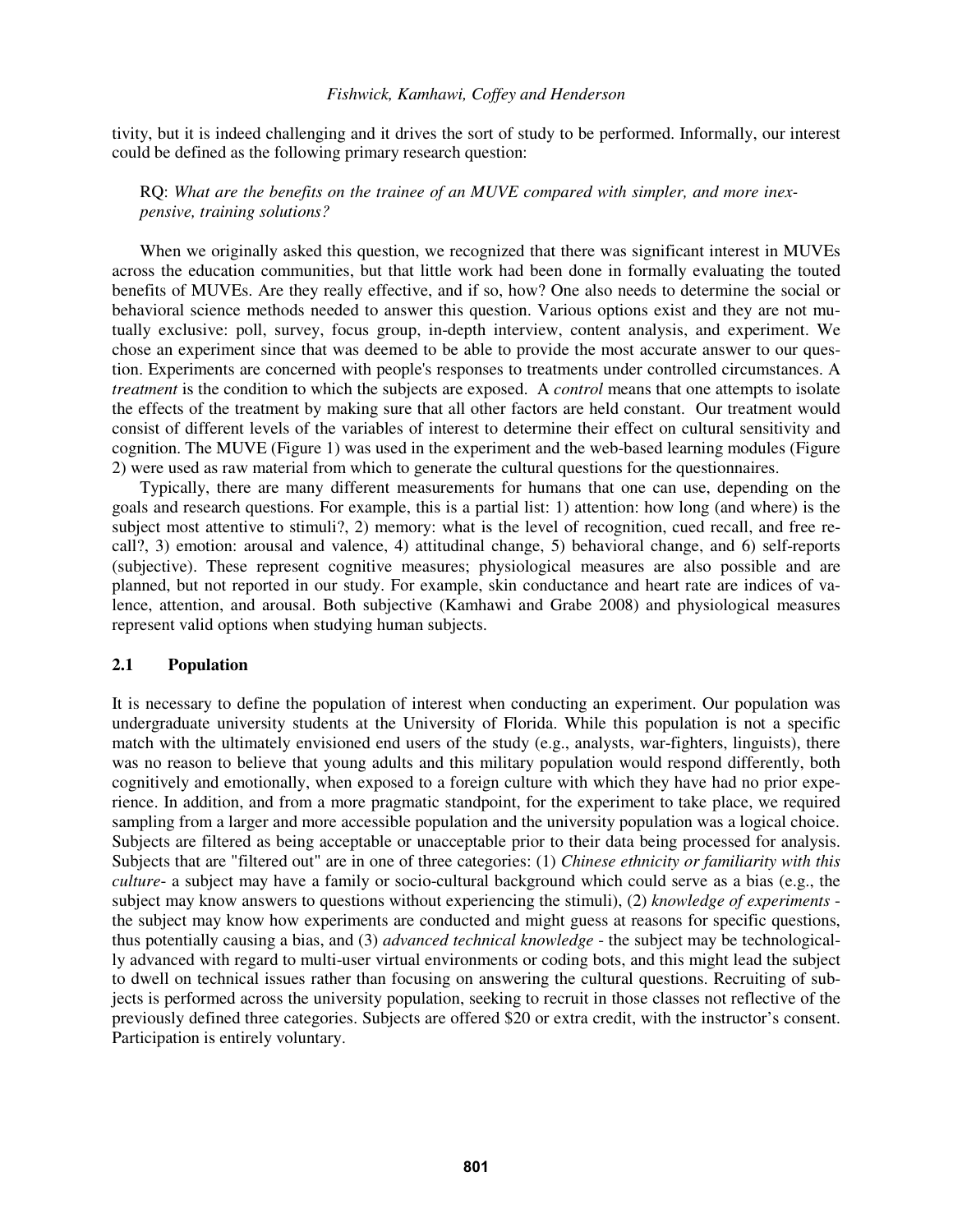tivity, but it is indeed challenging and it drives the sort of study to be performed. Informally, our interest could be defined as the following primary research question:

> RQ: *What are the benefits on the trainee of an MUVE compared with simpler, and more inexpensive, training solutions?*

When we originally asked this question, we recognized that there was significant interest in MUVEs across the education communities, but that little work had been done in formally evaluating the touted benefits of MUVEs. Are they really effective, and if so, how? One also needs to determine the social or behavioral science methods needed to answer this question. Various options exist and they are not mutually exclusive: poll, survey, focus group, in-depth interview, content analysis, and experiment. We chose an experiment since that was deemed to be able to provide the most accurate answer to our question. Experiments are concerned with people's responses to treatments under controlled circumstances. A *treatment* is the condition to which the subjects are exposed. A *control* means that one attempts to isolate the effects of the treatment by making sure that all other factors are held constant. Our treatment would consist of different levels of the variables of interest to determine their effect on cultural sensitivity and cognition. The MUVE (Figure 1) was used in the experiment and the web-based learning modules (Figure 2) were used as raw material from which to generate the cultural questions for the questionnaires.

Typically, there are many different measurements for humans that one can use, depending on the goals and research questions. For example, this is a partial list: 1) attention: how long (and where) is the subject most attentive to stimuli?, 2) memory: what is the level of recognition, cued recall, and free recall?, 3) emotion: arousal and valence, 4) attitudinal change, 5) behavioral change, and 6) self-reports (subjective). These represent cognitive measures; physiological measures are also possible and are planned, but not reported in our study. For example, skin conductance and heart rate are indices of valence, attention, and arousal. Both subjective (Kamhawi and Grabe 2008) and physiological measures represent valid options when studying human subjects.

## 2.1 Population

It is necessary to define the population of interest when conducting an experiment. Our population was undergraduate university students at the University of Florida. While this population is not a specific match with the ultimately envisioned end users of the study (e.g., analysts, war-fighters, linguists), there was no reason to believe that young adults and this military population would respond differently, both cognitively and emotionally, when exposed to a foreign culture with which they have had no prior experience. In addition, and from a more pragmatic standpoint, for the experiment to take place, we required sampling from a larger and more accessible population and the university population was a logical choice. Subjects are filtered as being acceptable or unacceptable prior to their data being processed for analysis. Subjects that are "filtered out" are in one of three categories: (1) *Chinese ethnicity or familiarity with this culture*- a subject may have a family or socio-cultural background which could serve as a bias (e.g., the subject may know answers to questions without experiencing the stimuli), (2) *knowledge of experiments* - the subject may know how experiments are conducted and might guess at reasons for specific questions, thus potentially causing a bias, and (3) *advanced technical knowledge* - the subject may be technologically advanced with regard to multi-user virtual environments or coding bots, and this might lead the subject to dwell on technical issues rather than focusing on answering the cultural questions. Recruiting of subjects is performed across the university population, seeking to recruit in those classes not reflective of the previously defined three categories. Subjects are offered $20 or extra credit, with the instructor's consent. Participation is entirely voluntary.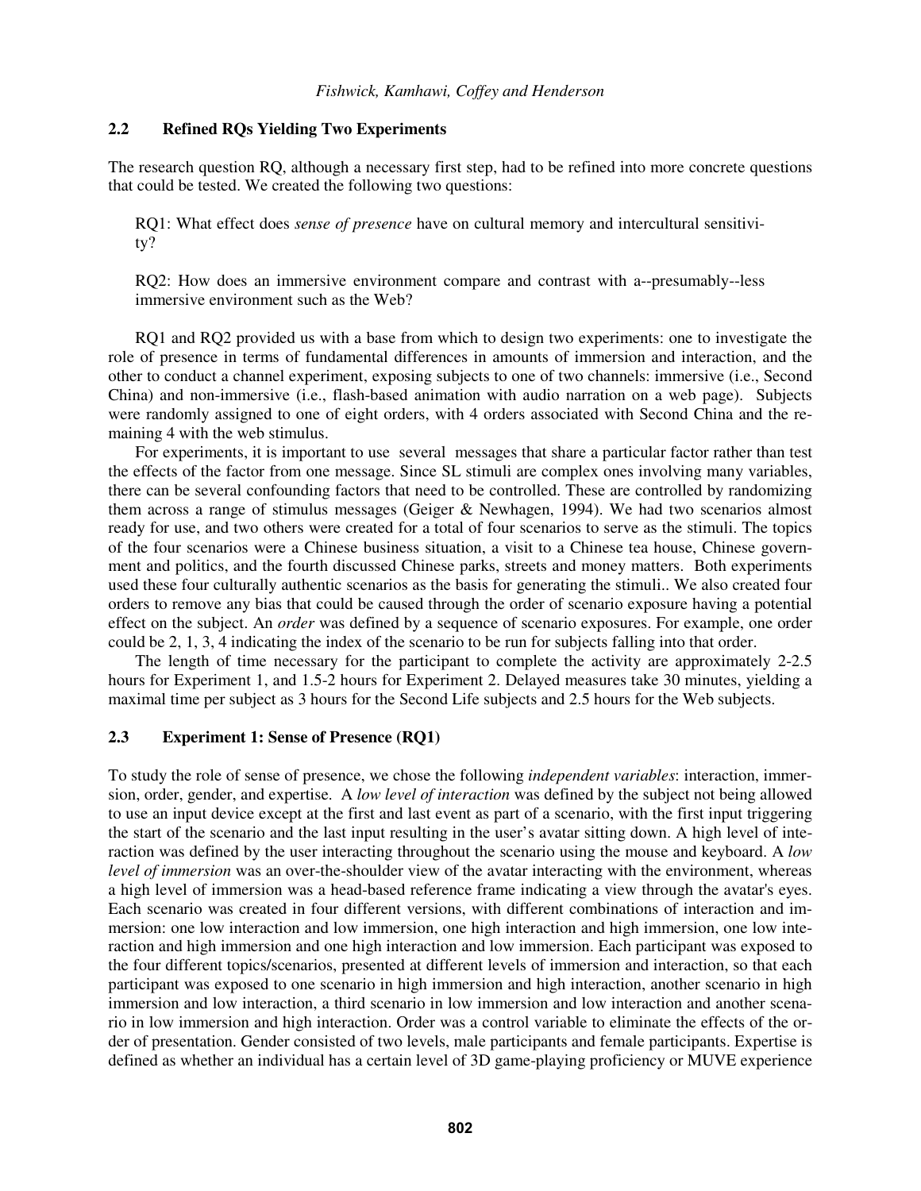## 2.2 Refined RQs Yielding Two Experiments

The research question RQ, although a necessary first step, had to be refined into more concrete questions that could be tested. We created the following two questions:

> RQ1: What effect does *sense of presence* have on cultural memory and intercultural sensitivity?
>
> RQ2: How does an immersive environment compare and contrast with a--presumably--less immersive environment such as the Web?

RQ1 and RQ2 provided us with a base from which to design two experiments: one to investigate the role of presence in terms of fundamental differences in amounts of immersion and interaction, and the other to conduct a channel experiment, exposing subjects to one of two channels: immersive (i.e., Second China) and non-immersive (i.e., flash-based animation with audio narration on a web page). Subjects were randomly assigned to one of eight orders, with 4 orders associated with Second China and the remaining 4 with the web stimulus.

For experiments, it is important to use several messages that share a particular factor rather than test the effects of the factor from one message. Since SL stimuli are complex ones involving many variables, there can be several confounding factors that need to be controlled. These are controlled by randomizing them across a range of stimulus messages (Geiger & Newhagen, 1994). We had two scenarios almost ready for use, and two others were created for a total of four scenarios to serve as the stimuli. The topics of the four scenarios were a Chinese business situation, a visit to a Chinese tea house, Chinese government and politics, and the fourth discussed Chinese parks, streets and money matters. Both experiments used these four culturally authentic scenarios as the basis for generating the stimuli.. We also created four orders to remove any bias that could be caused through the order of scenario exposure having a potential effect on the subject. An *order* was defined by a sequence of scenario exposures. For example, one order could be 2, 1, 3, 4 indicating the index of the scenario to be run for subjects falling into that order.

The length of time necessary for the participant to complete the activity are approximately 2-2.5 hours for Experiment 1, and 1.5-2 hours for Experiment 2. Delayed measures take 30 minutes, yielding a maximal time per subject as 3 hours for the Second Life subjects and 2.5 hours for the Web subjects.

## 2.3 Experiment 1: Sense of Presence (RQ1)

To study the role of sense of presence, we chose the following *independent variables*: interaction, immersion, order, gender, and expertise. A *low level of interaction* was defined by the subject not being allowed to use an input device except at the first and last event as part of a scenario, with the first input triggering the start of the scenario and the last input resulting in the user's avatar sitting down. A high level of interaction was defined by the user interacting throughout the scenario using the mouse and keyboard. A *low level of immersion* was an over-the-shoulder view of the avatar interacting with the environment, whereas a high level of immersion was a head-based reference frame indicating a view through the avatar's eyes. Each scenario was created in four different versions, with different combinations of interaction and immersion: one low interaction and low immersion, one high interaction and high immersion, one low interaction and high immersion and one high interaction and low immersion. Each participant was exposed to the four different topics/scenarios, presented at different levels of immersion and interaction, so that each participant was exposed to one scenario in high immersion and high interaction, another scenario in high immersion and low interaction, a third scenario in low immersion and low interaction and another scenario in low immersion and high interaction. Order was a control variable to eliminate the effects of the order of presentation. Gender consisted of two levels, male participants and female participants. Expertise is defined as whether an individual has a certain level of 3D game-playing proficiency or MUVE experience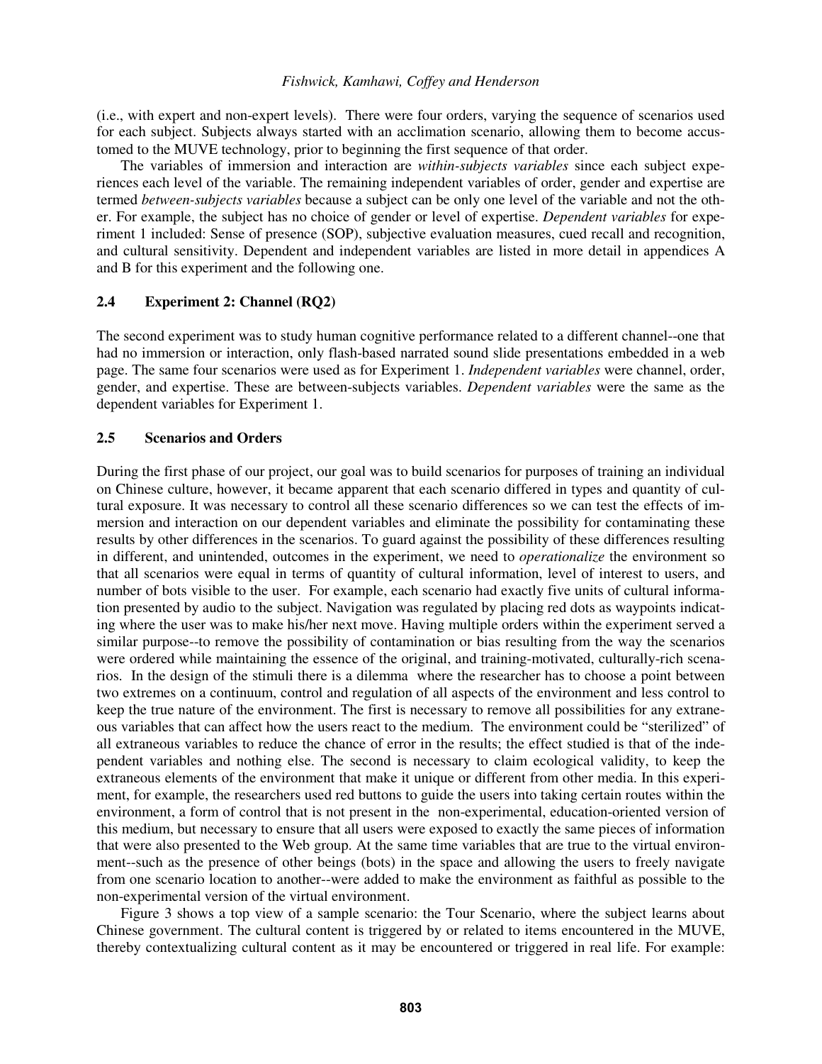(i.e., with expert and non-expert levels). There were four orders, varying the sequence of scenarios used for each subject. Subjects always started with an acclimation scenario, allowing them to become accustomed to the MUVE technology, prior to beginning the first sequence of that order.

The variables of immersion and interaction are *within-subjects variables* since each subject experiences each level of the variable. The remaining independent variables of order, gender and expertise are termed *between-subjects variables* because a subject can be only one level of the variable and not the other. For example, the subject has no choice of gender or level of expertise. *Dependent variables* for experiment 1 included: Sense of presence (SOP), subjective evaluation measures, cued recall and recognition, and cultural sensitivity. Dependent and independent variables are listed in more detail in appendices A and B for this experiment and the following one.

### 2.4 Experiment 2: Channel (RQ2)

The second experiment was to study human cognitive performance related to a different channel--one that had no immersion or interaction, only flash-based narrated sound slide presentations embedded in a web page. The same four scenarios were used as for Experiment 1. *Independent variables* were channel, order, gender, and expertise. These are between-subjects variables. *Dependent variables* were the same as the dependent variables for Experiment 1.

### 2.5 Scenarios and Orders

During the first phase of our project, our goal was to build scenarios for purposes of training an individual on Chinese culture, however, it became apparent that each scenario differed in types and quantity of cultural exposure. It was necessary to control all these scenario differences so we can test the effects of immersion and interaction on our dependent variables and eliminate the possibility for contaminating these results by other differences in the scenarios. To guard against the possibility of these differences resulting in different, and unintended, outcomes in the experiment, we need to *operationalize* the environment so that all scenarios were equal in terms of quantity of cultural information, level of interest to users, and number of bots visible to the user. For example, each scenario had exactly five units of cultural information presented by audio to the subject. Navigation was regulated by placing red dots as waypoints indicating where the user was to make his/her next move. Having multiple orders within the experiment served a similar purpose--to remove the possibility of contamination or bias resulting from the way the scenarios were ordered while maintaining the essence of the original, and training-motivated, culturally-rich scenarios. In the design of the stimuli there is a dilemma where the researcher has to choose a point between two extremes on a continuum, control and regulation of all aspects of the environment and less control to keep the true nature of the environment. The first is necessary to remove all possibilities for any extraneous variables that can affect how the users react to the medium. The environment could be "sterilized" of all extraneous variables to reduce the chance of error in the results; the effect studied is that of the independent variables and nothing else. The second is necessary to claim ecological validity, to keep the extraneous elements of the environment that make it unique or different from other media. In this experiment, for example, the researchers used red buttons to guide the users into taking certain routes within the environment, a form of control that is not present in the non-experimental, education-oriented version of this medium, but necessary to ensure that all users were exposed to exactly the same pieces of information that were also presented to the Web group. At the same time variables that are true to the virtual environment--such as the presence of other beings (bots) in the space and allowing the users to freely navigate from one scenario location to another--were added to make the environment as faithful as possible to the non-experimental version of the virtual environment.

Figure 3 shows a top view of a sample scenario: the Tour Scenario, where the subject learns about Chinese government. The cultural content is triggered by or related to items encountered in the MUVE, thereby contextualizing cultural content as it may be encountered or triggered in real life. For example: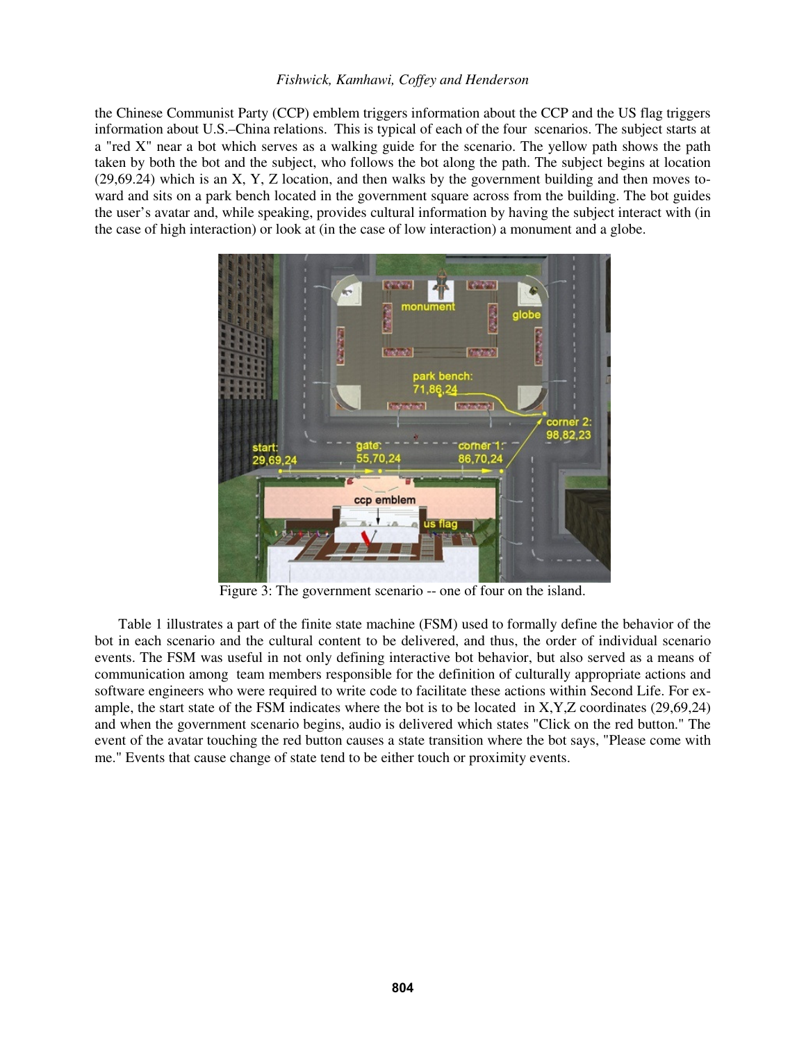the Chinese Communist Party (CCP) emblem triggers information about the CCP and the US flag triggers information about U.S.–China relations. This is typical of each of the four scenarios. The subject starts at a "red X" near a bot which serves as a walking guide for the scenario. The yellow path shows the path taken by both the bot and the subject, who follows the bot along the path. The subject begins at location (29,69.24) which is an X, Y, Z location, and then walks by the government building and then moves toward and sits on a park bench located in the government square across from the building. The bot guides the user's avatar and, while speaking, provides cultural information by having the subject interact with (in the case of high interaction) or look at (in the case of low interaction) a monument and a globe.

Figure 3: The government scenario -- one of four on the island.

Table 1 illustrates a part of the finite state machine (FSM) used to formally define the behavior of the bot in each scenario and the cultural content to be delivered, and thus, the order of individual scenario events. The FSM was useful in not only defining interactive bot behavior, but also served as a means of communication among team members responsible for the definition of culturally appropriate actions and software engineers who were required to write code to facilitate these actions within Second Life. For example, the start state of the FSM indicates where the bot is to be located in X,Y,Z coordinates (29,69,24) and when the government scenario begins, audio is delivered which states "Click on the red button." The event of the avatar touching the red button causes a state transition where the bot says, "Please come with me." Events that cause change of state tend to be either touch or proximity events.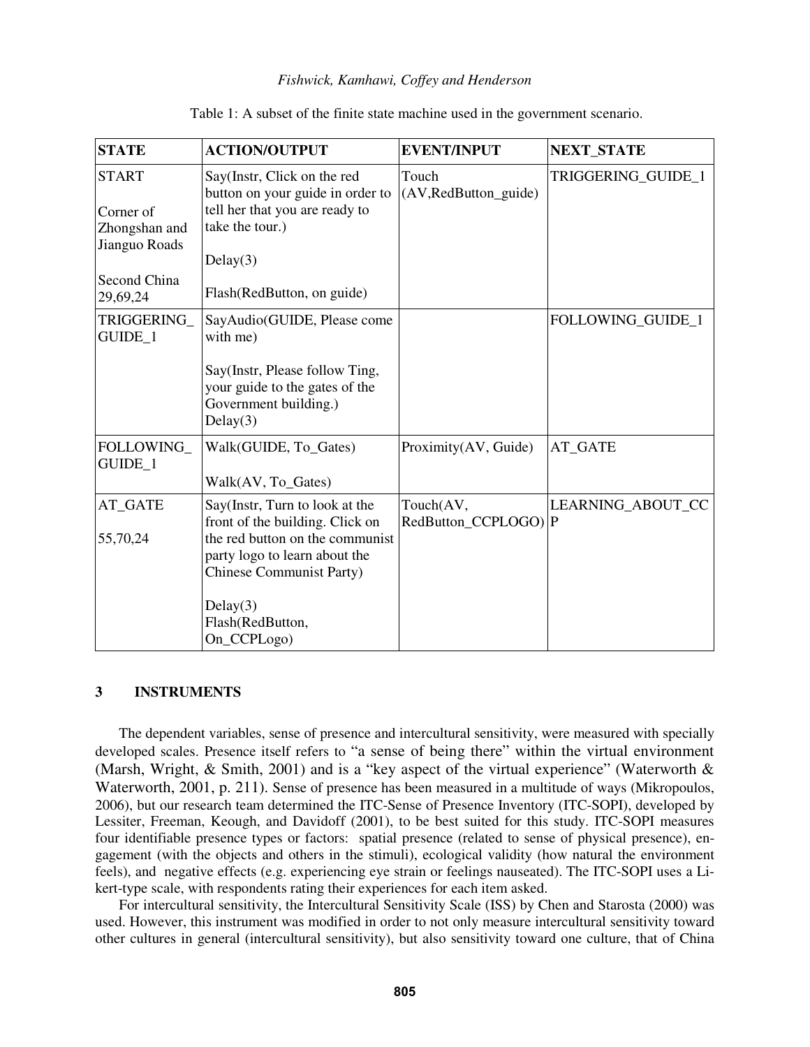Table 1: A subset of the finite state machine used in the government scenario.

| STATE | ACTION/OUTPUT | EVENT/INPUT | NEXT_STATE |
|---|---|---|---|
| START<br><br>Corner of Zhongshan and Jianguo Roads<br><br>Second China 29,69,24 | Say(Instr, Click on the red button on your guide in order to tell her that you are ready to take the tour.)<br><br>Delay(3)<br><br>Flash(RedButton, on guide) | Touch (AV,RedButton_guide) | TRIGGERING_GUIDE_1 |
| TRIGGERING_GUIDE_1 | SayAudio(GUIDE, Please come with me)<br><br>Say(Instr, Please follow Ting, your guide to the gates of the Government building.)<br>Delay(3) | | FOLLOWING_GUIDE_1 |
| FOLLOWING_GUIDE_1 | Walk(GUIDE, To_Gates)<br><br>Walk(AV, To_Gates) | Proximity(AV, Guide) | AT_GATE |
| AT_GATE<br><br>55,70,24 | Say(Instr, Turn to look at the front of the building. Click on the red button on the communist party logo to learn about the Chinese Communist Party)<br><br>Delay(3)<br>Flash(RedButton, On_CCPLogo) | Touch(AV, RedButton_CCPLOGO) | LEARNING_ABOUT_CCP |

## 3 INSTRUMENTS

The dependent variables, sense of presence and intercultural sensitivity, were measured with specially developed scales. Presence itself refers to "a sense of being there" within the virtual environment (Marsh, Wright, & Smith, 2001) and is a "key aspect of the virtual experience" (Waterworth & Waterworth, 2001, p. 211). Sense of presence has been measured in a multitude of ways (Mikropoulos, 2006), but our research team determined the ITC-Sense of Presence Inventory (ITC-SOPI), developed by Lessiter, Freeman, Keough, and Davidoff (2001), to be best suited for this study. ITC-SOPI measures four identifiable presence types or factors: spatial presence (related to sense of physical presence), engagement (with the objects and others in the stimuli), ecological validity (how natural the environment feels), and negative effects (e.g. experiencing eye strain or feelings nauseated). The ITC-SOPI uses a Likert-type scale, with respondents rating their experiences for each item asked.

For intercultural sensitivity, the Intercultural Sensitivity Scale (ISS) by Chen and Starosta (2000) was used. However, this instrument was modified in order to not only measure intercultural sensitivity toward other cultures in general (intercultural sensitivity), but also sensitivity toward one culture, that of China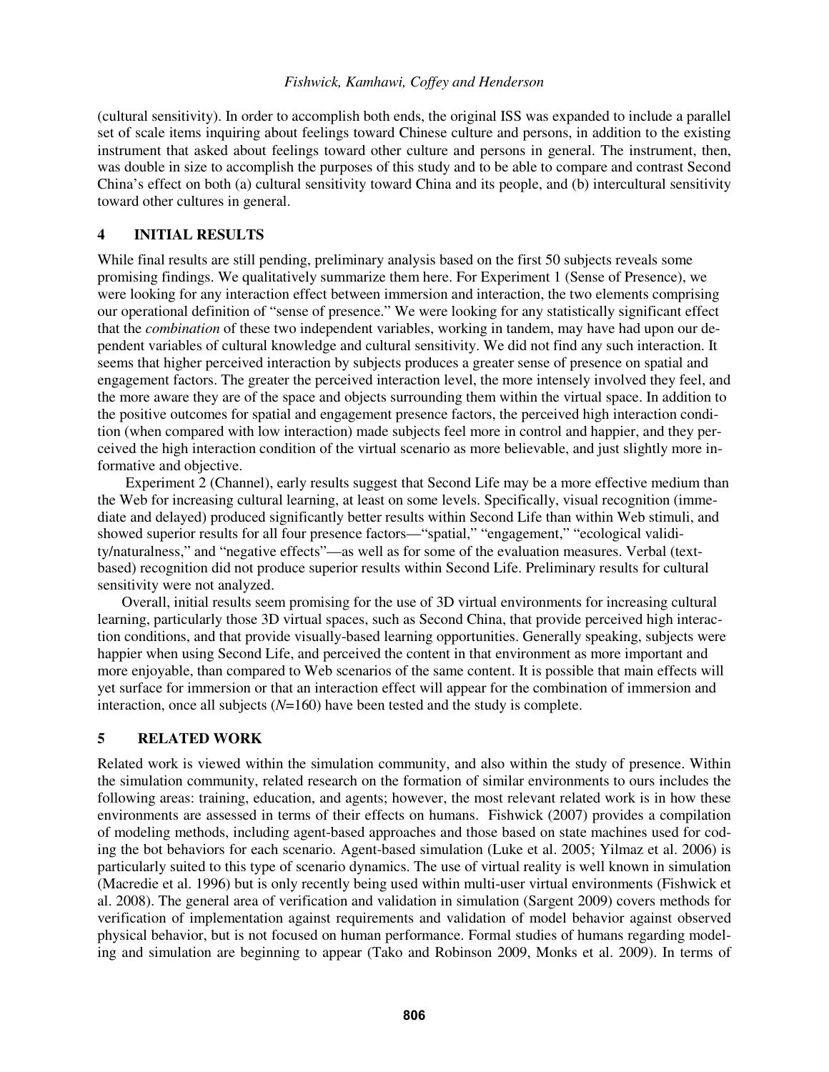(cultural sensitivity). In order to accomplish both ends, the original ISS was expanded to include a parallel set of scale items inquiring about feelings toward Chinese culture and persons, in addition to the existing instrument that asked about feelings toward other culture and persons in general. The instrument, then, was double in size to accomplish the purposes of this study and to be able to compare and contrast Second China's effect on both (a) cultural sensitivity toward China and its people, and (b) intercultural sensitivity toward other cultures in general.

## 4 INITIAL RESULTS

While final results are still pending, preliminary analysis based on the first 50 subjects reveals some promising findings. We qualitatively summarize them here. For Experiment 1 (Sense of Presence), we were looking for any interaction effect between immersion and interaction, the two elements comprising our operational definition of "sense of presence." We were looking for any statistically significant effect that the *combination* of these two independent variables, working in tandem, may have had upon our dependent variables of cultural knowledge and cultural sensitivity. We did not find any such interaction. It seems that higher perceived interaction by subjects produces a greater sense of presence on spatial and engagement factors. The greater the perceived interaction level, the more intensely involved they feel, and the more aware they are of the space and objects surrounding them within the virtual space. In addition to the positive outcomes for spatial and engagement presence factors, the perceived high interaction condition (when compared with low interaction) made subjects feel more in control and happier, and they perceived the high interaction condition of the virtual scenario as more believable, and just slightly more informative and objective.

Experiment 2 (Channel), early results suggest that Second Life may be a more effective medium than the Web for increasing cultural learning, at least on some levels. Specifically, visual recognition (immediate and delayed) produced significantly better results within Second Life than within Web stimuli, and showed superior results for all four presence factors—"spatial," "engagement," "ecological validity/naturalness," and "negative effects"—as well as for some of the evaluation measures. Verbal (text-based) recognition did not produce superior results within Second Life. Preliminary results for cultural sensitivity were not analyzed.

Overall, initial results seem promising for the use of 3D virtual environments for increasing cultural learning, particularly those 3D virtual spaces, such as Second China, that provide perceived high interaction conditions, and that provide visually-based learning opportunities. Generally speaking, subjects were happier when using Second Life, and perceived the content in that environment as more important and more enjoyable, than compared to Web scenarios of the same content. It is possible that main effects will yet surface for immersion or that an interaction effect will appear for the combination of immersion and interaction, once all subjects ($N$=160) have been tested and the study is complete.

## 5 RELATED WORK

Related work is viewed within the simulation community, and also within the study of presence. Within the simulation community, related research on the formation of similar environments to ours includes the following areas: training, education, and agents; however, the most relevant related work is in how these environments are assessed in terms of their effects on humans. Fishwick (2007) provides a compilation of modeling methods, including agent-based approaches and those based on state machines used for coding the bot behaviors for each scenario. Agent-based simulation (Luke et al. 2005; Yilmaz et al. 2006) is particularly suited to this type of scenario dynamics. The use of virtual reality is well known in simulation (Macredie et al. 1996) but is only recently being used within multi-user virtual environments (Fishwick et al. 2008). The general area of verification and validation in simulation (Sargent 2009) covers methods for verification of implementation against requirements and validation of model behavior against observed physical behavior, but is not focused on human performance. Formal studies of humans regarding modeling and simulation are beginning to appear (Tako and Robinson 2009, Monks et al. 2009). In terms of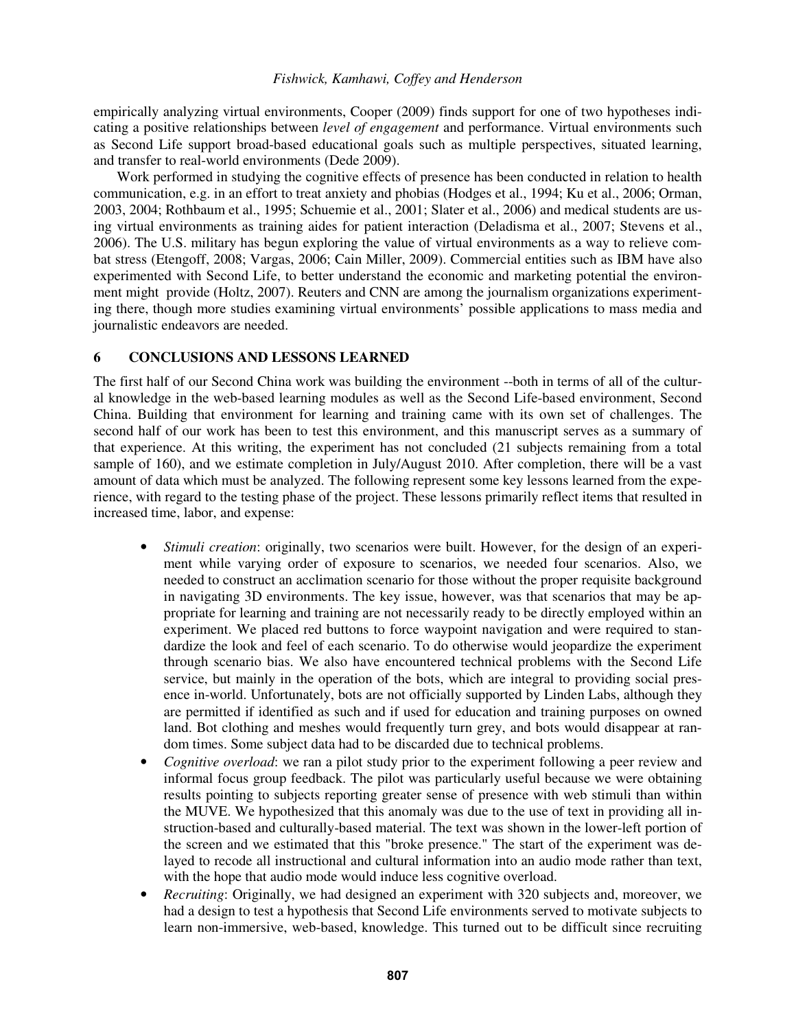empirically analyzing virtual environments, Cooper (2009) finds support for one of two hypotheses indicating a positive relationships between *level of engagement* and performance. Virtual environments such as Second Life support broad-based educational goals such as multiple perspectives, situated learning, and transfer to real-world environments (Dede 2009).

Work performed in studying the cognitive effects of presence has been conducted in relation to health communication, e.g. in an effort to treat anxiety and phobias (Hodges et al., 1994; Ku et al., 2006; Orman, 2003, 2004; Rothbaum et al., 1995; Schuemie et al., 2001; Slater et al., 2006) and medical students are using virtual environments as training aides for patient interaction (Deladisma et al., 2007; Stevens et al., 2006). The U.S. military has begun exploring the value of virtual environments as a way to relieve combat stress (Etengoff, 2008; Vargas, 2006; Cain Miller, 2009). Commercial entities such as IBM have also experimented with Second Life, to better understand the economic and marketing potential the environment might provide (Holtz, 2007). Reuters and CNN are among the journalism organizations experimenting there, though more studies examining virtual environments' possible applications to mass media and journalistic endeavors are needed.

## 6 CONCLUSIONS AND LESSONS LEARNED

The first half of our Second China work was building the environment --both in terms of all of the cultural knowledge in the web-based learning modules as well as the Second Life-based environment, Second China. Building that environment for learning and training came with its own set of challenges. The second half of our work has been to test this environment, and this manuscript serves as a summary of that experience. At this writing, the experiment has not concluded (21 subjects remaining from a total sample of 160), and we estimate completion in July/August 2010. After completion, there will be a vast amount of data which must be analyzed. The following represent some key lessons learned from the experience, with regard to the testing phase of the project. These lessons primarily reflect items that resulted in increased time, labor, and expense:

- *Stimuli creation*: originally, two scenarios were built. However, for the design of an experiment while varying order of exposure to scenarios, we needed four scenarios. Also, we needed to construct an acclimation scenario for those without the proper requisite background in navigating 3D environments. The key issue, however, was that scenarios that may be appropriate for learning and training are not necessarily ready to be directly employed within an experiment. We placed red buttons to force waypoint navigation and were required to standardize the look and feel of each scenario. To do otherwise would jeopardize the experiment through scenario bias. We also have encountered technical problems with the Second Life service, but mainly in the operation of the bots, which are integral to providing social presence in-world. Unfortunately, bots are not officially supported by Linden Labs, although they are permitted if identified as such and if used for education and training purposes on owned land. Bot clothing and meshes would frequently turn grey, and bots would disappear at random times. Some subject data had to be discarded due to technical problems.
- *Cognitive overload*: we ran a pilot study prior to the experiment following a peer review and informal focus group feedback. The pilot was particularly useful because we were obtaining results pointing to subjects reporting greater sense of presence with web stimuli than within the MUVE. We hypothesized that this anomaly was due to the use of text in providing all instruction-based and culturally-based material. The text was shown in the lower-left portion of the screen and we estimated that this "broke presence." The start of the experiment was delayed to recode all instructional and cultural information into an audio mode rather than text, with the hope that audio mode would induce less cognitive overload.
- *Recruiting*: Originally, we had designed an experiment with 320 subjects and, moreover, we had a design to test a hypothesis that Second Life environments served to motivate subjects to learn non-immersive, web-based, knowledge. This turned out to be difficult since recruiting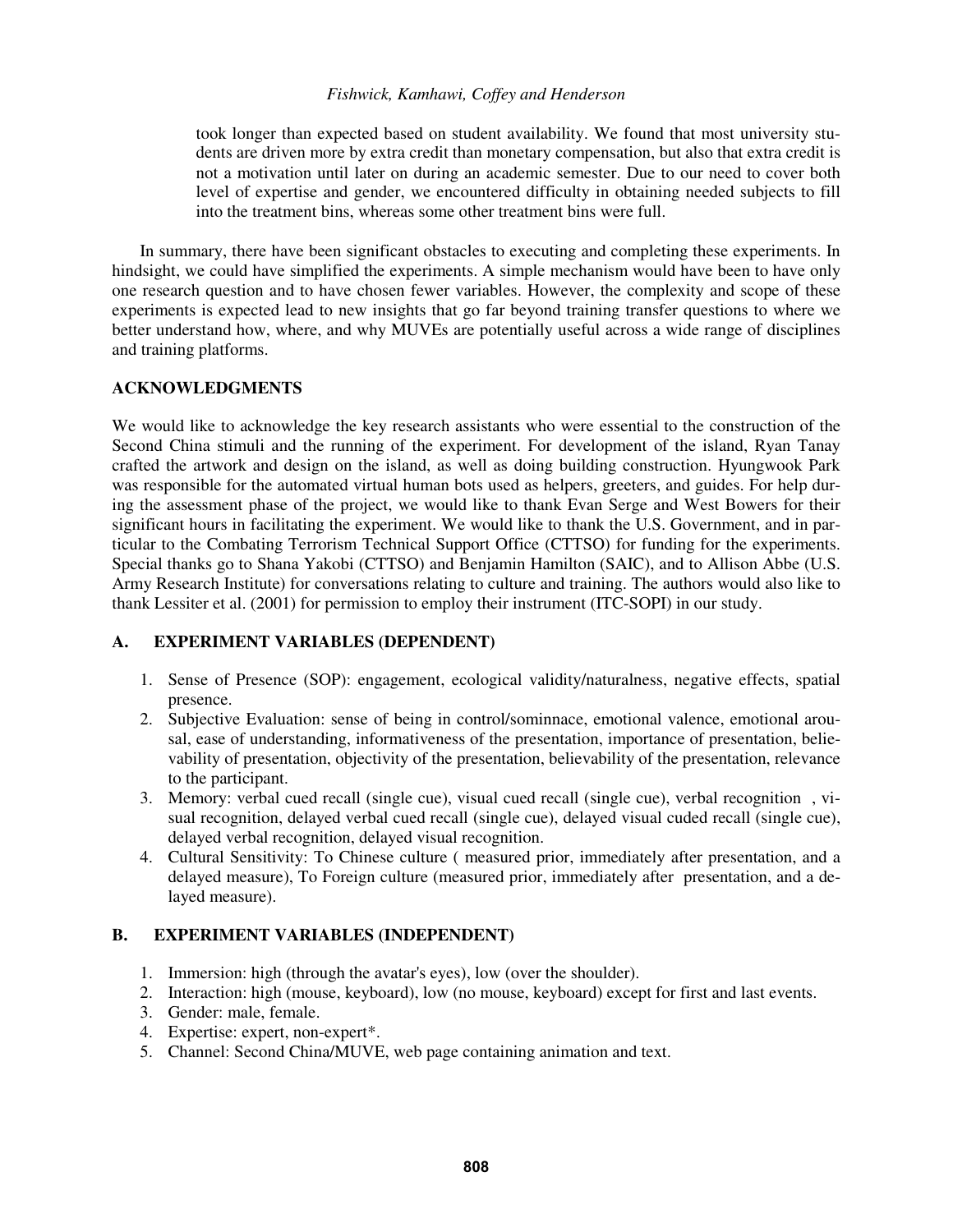took longer than expected based on student availability. We found that most university students are driven more by extra credit than monetary compensation, but also that extra credit is not a motivation until later on during an academic semester. Due to our need to cover both level of expertise and gender, we encountered difficulty in obtaining needed subjects to fill into the treatment bins, whereas some other treatment bins were full.

In summary, there have been significant obstacles to executing and completing these experiments. In hindsight, we could have simplified the experiments. A simple mechanism would have been to have only one research question and to have chosen fewer variables. However, the complexity and scope of these experiments is expected lead to new insights that go far beyond training transfer questions to where we better understand how, where, and why MUVEs are potentially useful across a wide range of disciplines and training platforms.

## ACKNOWLEDGMENTS

We would like to acknowledge the key research assistants who were essential to the construction of the Second China stimuli and the running of the experiment. For development of the island, Ryan Tanay crafted the artwork and design on the island, as well as doing building construction. Hyungwook Park was responsible for the automated virtual human bots used as helpers, greeters, and guides. For help during the assessment phase of the project, we would like to thank Evan Serge and West Bowers for their significant hours in facilitating the experiment. We would like to thank the U.S. Government, and in particular to the Combating Terrorism Technical Support Office (CTTSO) for funding for the experiments. Special thanks go to Shana Yakobi (CTTSO) and Benjamin Hamilton (SAIC), and to Allison Abbe (U.S. Army Research Institute) for conversations relating to culture and training. The authors would also like to thank Lessiter et al. (2001) for permission to employ their instrument (ITC-SOPI) in our study.

## A. EXPERIMENT VARIABLES (DEPENDENT)

1. Sense of Presence (SOP): engagement, ecological validity/naturalness, negative effects, spatial presence.
2. Subjective Evaluation: sense of being in control/sominnace, emotional valence, emotional arousal, ease of understanding, informativeness of the presentation, importance of presentation, believability of presentation, objectivity of the presentation, believability of the presentation, relevance to the participant.
3. Memory: verbal cued recall (single cue), visual cued recall (single cue), verbal recognition , visual recognition, delayed verbal cued recall (single cue), delayed visual cuded recall (single cue), delayed verbal recognition, delayed visual recognition.
4. Cultural Sensitivity: To Chinese culture ( measured prior, immediately after presentation, and a delayed measure), To Foreign culture (measured prior, immediately after presentation, and a delayed measure).

## B. EXPERIMENT VARIABLES (INDEPENDENT)

1. Immersion: high (through the avatar's eyes), low (over the shoulder).
2. Interaction: high (mouse, keyboard), low (no mouse, keyboard) except for first and last events.
3. Gender: male, female.
4. Expertise: expert, non-expert*.
5. Channel: Second China/MUVE, web page containing animation and text.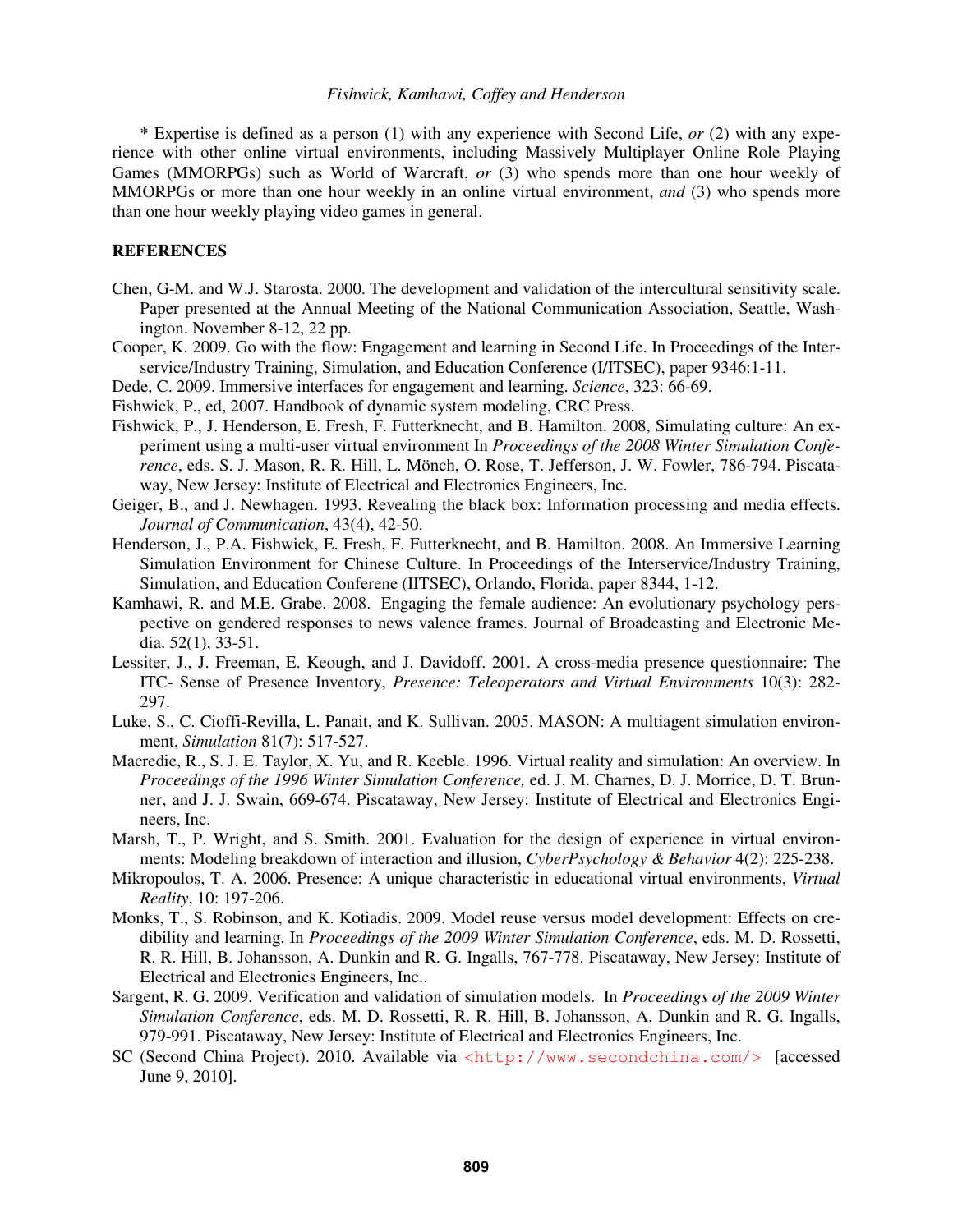* Expertise is defined as a person (1) with any experience with Second Life, *or* (2) with any experience with other online virtual environments, including Massively Multiplayer Online Role Playing Games (MMORPGs) such as World of Warcraft, *or* (3) who spends more than one hour weekly of MMORPGs or more than one hour weekly in an online virtual environment, *and* (3) who spends more than one hour weekly playing video games in general.

## REFERENCES

Chen, G-M. and W.J. Starosta. 2000. The development and validation of the intercultural sensitivity scale. Paper presented at the Annual Meeting of the National Communication Association, Seattle, Washington. November 8-12, 22 pp.

Cooper, K. 2009. Go with the flow: Engagement and learning in Second Life. In Proceedings of the Interservice/Industry Training, Simulation, and Education Conference (I/ITSEC), paper 9346:1-11.

Dede, C. 2009. Immersive interfaces for engagement and learning. *Science*, 323: 66-69.

Fishwick, P., ed, 2007. Handbook of dynamic system modeling, CRC Press.

Fishwick, P., J. Henderson, E. Fresh, F. Futterknecht, and B. Hamilton. 2008, Simulating culture: An experiment using a multi-user virtual environment In *Proceedings of the 2008 Winter Simulation Conference*, eds. S. J. Mason, R. R. Hill, L. Mönch, O. Rose, T. Jefferson, J. W. Fowler, 786-794. Piscataway, New Jersey: Institute of Electrical and Electronics Engineers, Inc.

Geiger, B., and J. Newhagen. 1993. Revealing the black box: Information processing and media effects. *Journal of Communication*, 43(4), 42-50.

Henderson, J., P.A. Fishwick, E. Fresh, F. Futterknecht, and B. Hamilton. 2008. An Immersive Learning Simulation Environment for Chinese Culture. In Proceedings of the Interservice/Industry Training, Simulation, and Education Conferene (IITSEC), Orlando, Florida, paper 8344, 1-12.

Kamhawi, R. and M.E. Grabe. 2008. Engaging the female audience: An evolutionary psychology perspective on gendered responses to news valence frames. Journal of Broadcasting and Electronic Media. 52(1), 33-51.

Lessiter, J., J. Freeman, E. Keough, and J. Davidoff. 2001. A cross-media presence questionnaire: The ITC- Sense of Presence Inventory, *Presence: Teleoperators and Virtual Environments* 10(3): 282-297.

Luke, S., C. Cioffi-Revilla, L. Panait, and K. Sullivan. 2005. MASON: A multiagent simulation environment, *Simulation* 81(7): 517-527.

Macredie, R., S. J. E. Taylor, X. Yu, and R. Keeble. 1996. Virtual reality and simulation: An overview. In *Proceedings of the 1996 Winter Simulation Conference,* ed. J. M. Charnes, D. J. Morrice, D. T. Brunner, and J. J. Swain, 669-674. Piscataway, New Jersey: Institute of Electrical and Electronics Engineers, Inc.

Marsh, T., P. Wright, and S. Smith. 2001. Evaluation for the design of experience in virtual environments: Modeling breakdown of interaction and illusion, *CyberPsychology & Behavior* 4(2): 225-238.

Mikropoulos, T. A. 2006. Presence: A unique characteristic in educational virtual environments, *Virtual Reality*, 10: 197-206.

Monks, T., S. Robinson, and K. Kotiadis. 2009. Model reuse versus model development: Effects on credibility and learning. In *Proceedings of the 2009 Winter Simulation Conference*, eds. M. D. Rossetti, R. R. Hill, B. Johansson, A. Dunkin and R. G. Ingalls, 767-778. Piscataway, New Jersey: Institute of Electrical and Electronics Engineers, Inc..

Sargent, R. G. 2009. Verification and validation of simulation models. In *Proceedings of the 2009 Winter Simulation Conference*, eds. M. D. Rossetti, R. R. Hill, B. Johansson, A. Dunkin and R. G. Ingalls, 979-991. Piscataway, New Jersey: Institute of Electrical and Electronics Engineers, Inc.

SC (Second China Project). 2010. Available via <http://www.secondchina.com/> [accessed June 9, 2010].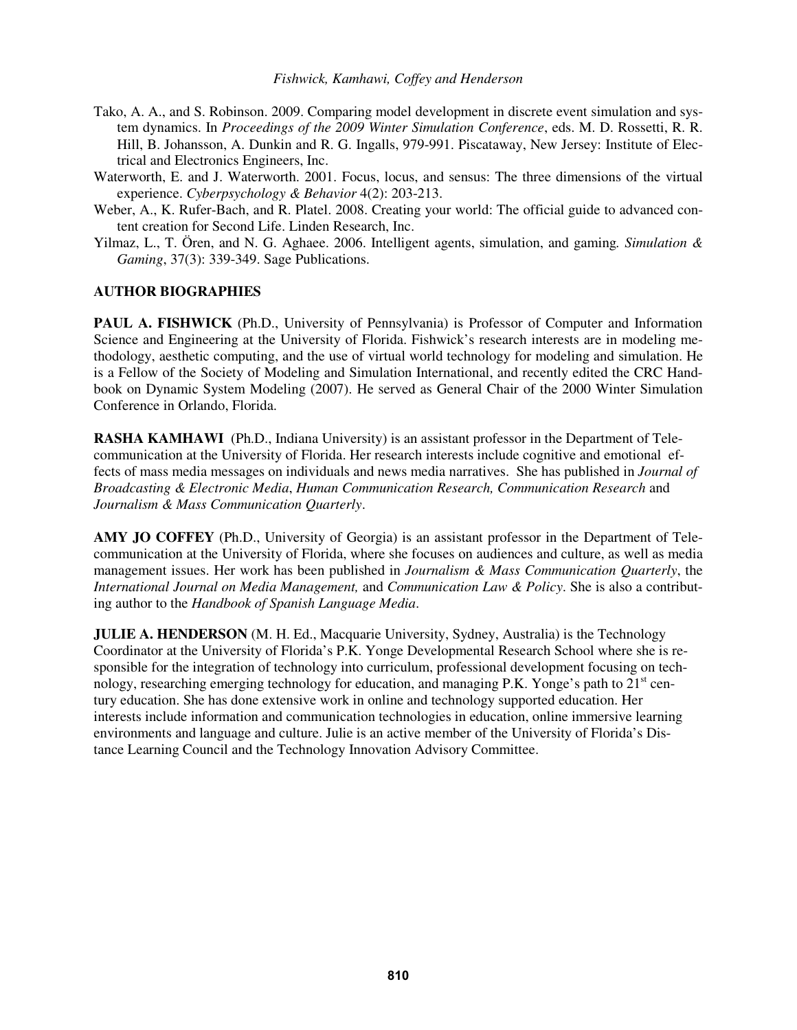Tako, A. A., and S. Robinson. 2009. Comparing model development in discrete event simulation and system dynamics. In *Proceedings of the 2009 Winter Simulation Conference*, eds. M. D. Rossetti, R. R. Hill, B. Johansson, A. Dunkin and R. G. Ingalls, 979-991. Piscataway, New Jersey: Institute of Electrical and Electronics Engineers, Inc.

Waterworth, E. and J. Waterworth. 2001. Focus, locus, and sensus: The three dimensions of the virtual experience. *Cyberpsychology & Behavior* 4(2): 203-213.

Weber, A., K. Rufer-Bach, and R. Platel. 2008. Creating your world: The official guide to advanced content creation for Second Life. Linden Research, Inc.

Yilmaz, L., T. Ören, and N. G. Aghaee. 2006. Intelligent agents, simulation, and gaming. *Simulation & Gaming*, 37(3): 339-349. Sage Publications.

## AUTHOR BIOGRAPHIES

**PAUL A. FISHWICK** (Ph.D., University of Pennsylvania) is Professor of Computer and Information Science and Engineering at the University of Florida. Fishwick's research interests are in modeling methodology, aesthetic computing, and the use of virtual world technology for modeling and simulation. He is a Fellow of the Society of Modeling and Simulation International, and recently edited the CRC Handbook on Dynamic System Modeling (2007). He served as General Chair of the 2000 Winter Simulation Conference in Orlando, Florida.

**RASHA KAMHAWI** (Ph.D., Indiana University) is an assistant professor in the Department of Telecommunication at the University of Florida. Her research interests include cognitive and emotional effects of mass media messages on individuals and news media narratives. She has published in *Journal of Broadcasting & Electronic Media*, *Human Communication Research, Communication Research* and *Journalism & Mass Communication Quarterly*.

**AMY JO COFFEY** (Ph.D., University of Georgia) is an assistant professor in the Department of Telecommunication at the University of Florida, where she focuses on audiences and culture, as well as media management issues. Her work has been published in *Journalism & Mass Communication Quarterly*, the *International Journal on Media Management,* and *Communication Law & Policy*. She is also a contributing author to the *Handbook of Spanish Language Media*.

**JULIE A. HENDERSON** (M. H. Ed., Macquarie University, Sydney, Australia) is the Technology Coordinator at the University of Florida's P.K. Yonge Developmental Research School where she is responsible for the integration of technology into curriculum, professional development focusing on technology, researching emerging technology for education, and managing P.K. Yonge's path to 21st century education. She has done extensive work in online and technology supported education. Her interests include information and communication technologies in education, online immersive learning environments and language and culture. Julie is an active member of the University of Florida's Distance Learning Council and the Technology Innovation Advisory Committee.